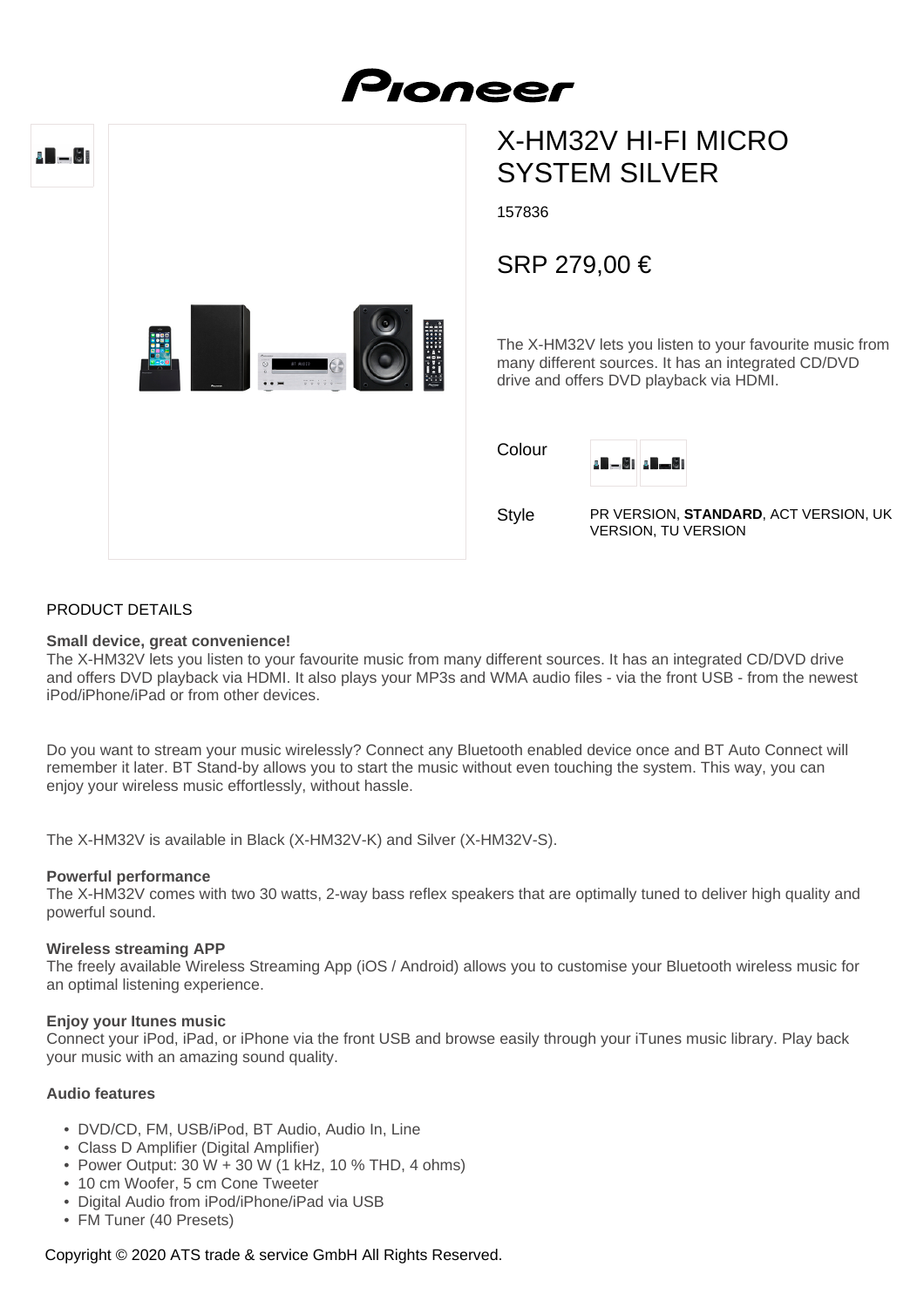# X-HM32V HI-FI MICRO SYSTEM SILVER

157836

## SRP 279,00 €

The X-HM32V lets you listen to your favourite music from many different sources. It has an integrated CD/DVD drive and offers DVD playback via HDMI.

Colour

Style PR VERSION, **STANDARD**, ACT VERSION, UK VERSION, TU VERSION

## PRODUCT DETAILS

**Small device, great convenience!**
The X-HM32V lets you listen to your favourite music from many different sources. It has an integrated CD/DVD drive and offers DVD playback via HDMI. It also plays your MP3s and WMA audio files - via the front USB - from the newest iPod/iPhone/iPad or from other devices.

Do you want to stream your music wirelessly? Connect any Bluetooth enabled device once and BT Auto Connect will remember it later. BT Stand-by allows you to start the music without even touching the system. This way, you can enjoy your wireless music effortlessly, without hassle.

The X-HM32V is available in Black (X-HM32V-K) and Silver (X-HM32V-S).

**Powerful performance**
The X-HM32V comes with two 30 watts, 2-way bass reflex speakers that are optimally tuned to deliver high quality and powerful sound.

**Wireless streaming APP**
The freely available Wireless Streaming App (iOS / Android) allows you to customise your Bluetooth wireless music for an optimal listening experience.

**Enjoy your Itunes music**
Connect your iPod, iPad, or iPhone via the front USB and browse easily through your iTunes music library. Play back your music with an amazing sound quality.

**Audio features**

- DVD/CD, FM, USB/iPod, BT Audio, Audio In, Line
- Class D Amplifier (Digital Amplifier)
- Power Output: 30 W + 30 W (1 kHz, 10 % THD, 4 ohms)
- 10 cm Woofer, 5 cm Cone Tweeter
- Digital Audio from iPod/iPhone/iPad via USB
- FM Tuner (40 Presets)

Copyright © 2020 ATS trade & service GmbH All Rights Reserved.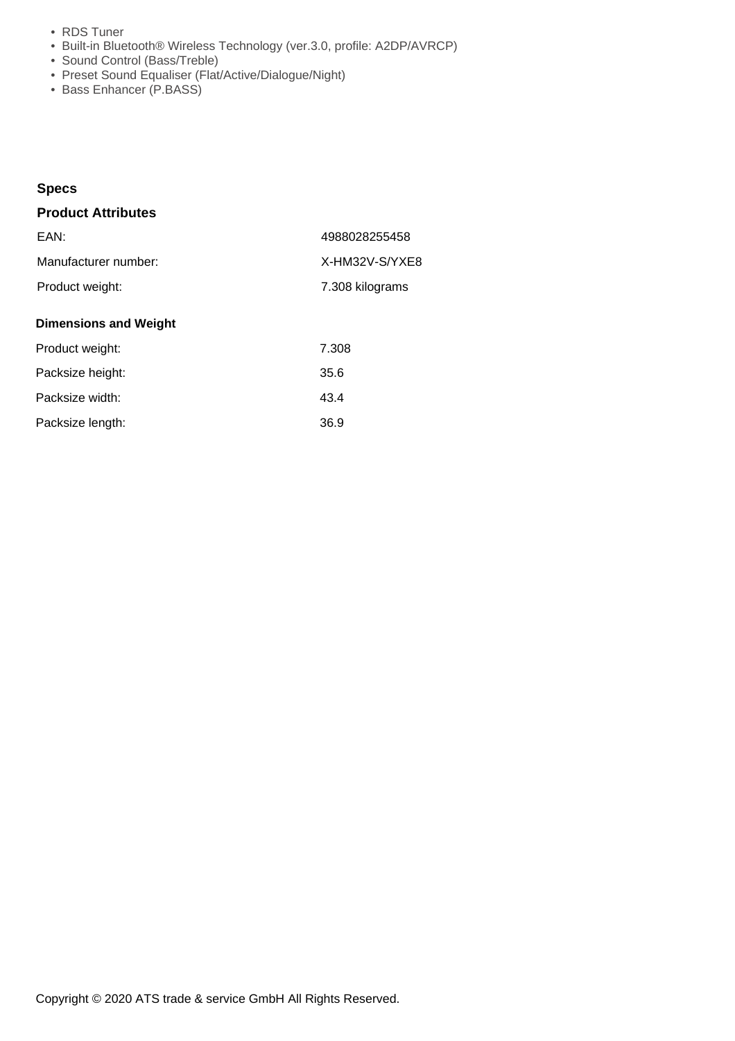- RDS Tuner
- Built-in Bluetooth® Wireless Technology (ver.3.0, profile: A2DP/AVRCP)
- Sound Control (Bass/Treble)
- Preset Sound Equaliser (Flat/Active/Dialogue/Night)
- Bass Enhancer (P.BASS)

## Specs

### Product Attributes

| | |
|---|---|
| EAN: | 4988028255458 |
| Manufacturer number: | X-HM32V-S/YXE8 |
| Product weight: | 7.308 kilograms |

### Dimensions and Weight

| | |
|---|---|
| Product weight: | 7.308 |
| Packsize height: | 35.6 |
| Packsize width: | 43.4 |
| Packsize length: | 36.9 |

Copyright © 2020 ATS trade & service GmbH All Rights Reserved.